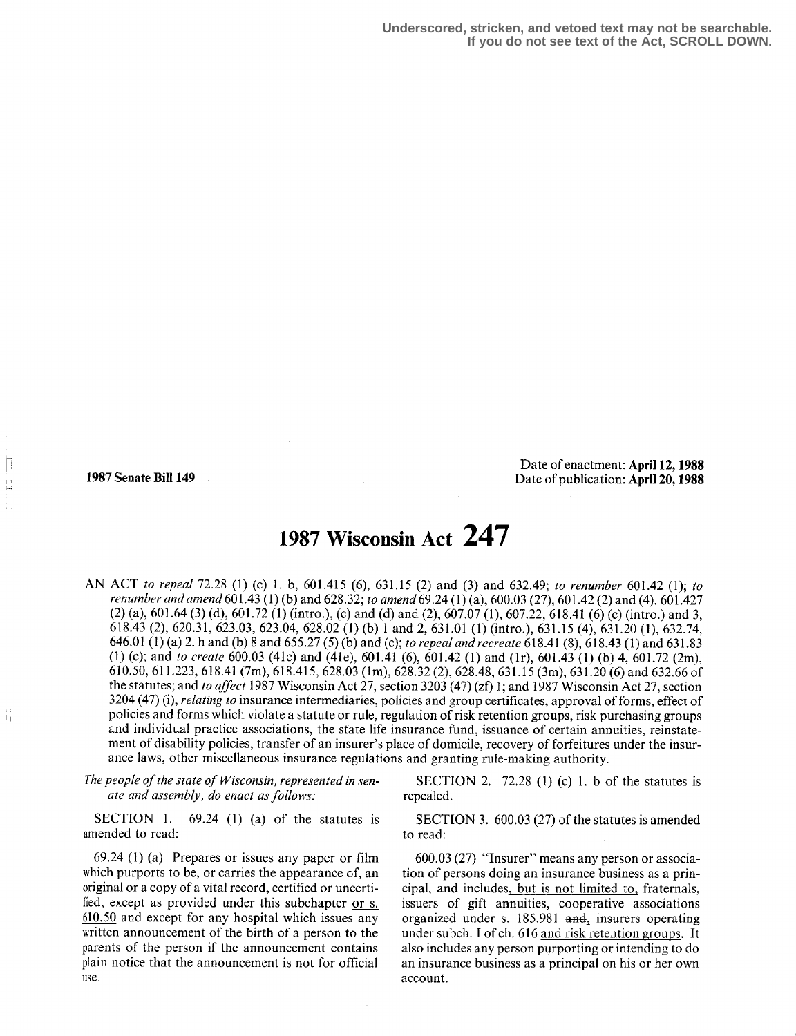Underscored, stricken, and vetoed text may not be searchable.
If you do not see text of the Act, SCROLL DOWN.

**1987 Senate Bill 149**

Date of enactment: **April 12, 1988**
Date of publication: **April 20, 1988**

# 1987 Wisconsin Act 247

AN ACT *to repeal* 72.28 (1) (c) 1. b, 601.415 (6), 631.15 (2) and (3) and 632.49; *to renumber* 601.42 (1); *to renumber and amend* 601.43 (1) (b) and 628.32; *to amend* 69.24 (1) (a), 600.03 (27), 601.42 (2) and (4), 601.427 (2) (a), 601.64 (3) (d), 601.72 (1) (intro.), (c) and (d) and (2), 607.07 (1), 607.22, 618.41 (6) (c) (intro.) and 3, 618.43 (2), 620.31, 623.03, 623.04, 628.02 (1) (b) 1 and 2, 631.01 (1) (intro.), 631.15 (4), 631.20 (1), 632.74, 646.01 (1) (a) 2. h and (b) 8 and 655.27 (5) (b) and (c); *to repeal and recreate* 618.41 (8), 618.43 (1) and 631.83 (1) (c); and *to create* 600.03 (41c) and (41e), 601.41 (6), 601.42 (1) and (1r), 601.43 (1) (b) 4, 601.72 (2m), 610.50, 611.223, 618.41 (7m), 618.415, 628.03 (1m), 628.32 (2), 628.48, 631.15 (3m), 631.20 (6) and 632.66 of the statutes; and *to affect* 1987 Wisconsin Act 27, section 3203 (47) (zf) 1; and 1987 Wisconsin Act 27, section 3204 (47) (i), *relating to* insurance intermediaries, policies and group certificates, approval of forms, effect of policies and forms which violate a statute or rule, regulation of risk retention groups, risk purchasing groups and individual practice associations, the state life insurance fund, issuance of certain annuities, reinstatement of disability policies, transfer of an insurer's place of domicile, recovery of forfeitures under the insurance laws, other miscellaneous insurance regulations and granting rule-making authority.

*The people of the state of Wisconsin, represented in senate and assembly, do enact as follows:*

SECTION 1. 69.24 (1) (a) of the statutes is amended to read:

69.24 (1) (a) Prepares or issues any paper or film which purports to be, or carries the appearance of, an original or a copy of a vital record, certified or uncertified, except as provided under this subchapter <u>or s. 610.50</u> and except for any hospital which issues any written announcement of the birth of a person to the parents of the person if the announcement contains plain notice that the announcement is not for official use.

SECTION 2. 72.28 (1) (c) 1. b of the statutes is repealed.

SECTION 3. 600.03 (27) of the statutes is amended to read:

600.03 (27) "Insurer" means any person or association of persons doing an insurance business as a principal, and includes<u>, but is not limited to,</u> fraternals, issuers of gift annuities, cooperative associations organized under s. 185.981 ~~and~~<u>,</u> insurers operating under subch. I of ch. 616 <u>and risk retention groups</u>. It also includes any person purporting or intending to do an insurance business as a principal on his or her own account.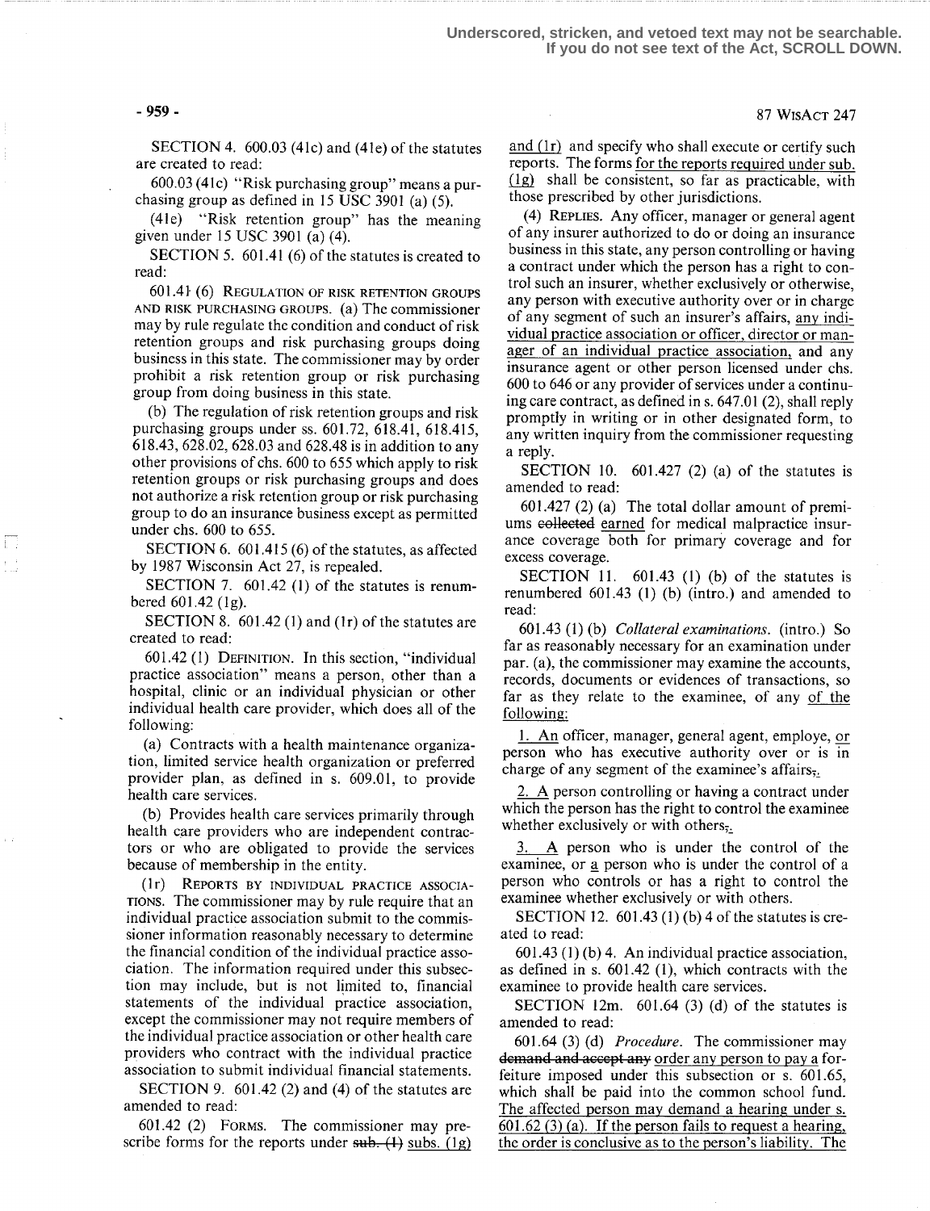SECTION 4. 600.03 (41c) and (41e) of the statutes are created to read:

600.03 (41c) "Risk purchasing group" means a purchasing group as defined in 15 USC 3901 (a) (5).

(41e) "Risk retention group" has the meaning given under 15 USC 3901 (a) (4).

SECTION 5. 601.41 (6) of the statutes is created to read:

601.41 (6) REGULATION OF RISK RETENTION GROUPS AND RISK PURCHASING GROUPS. (a) The commissioner may by rule regulate the condition and conduct of risk retention groups and risk purchasing groups doing business in this state. The commissioner may by order prohibit a risk retention group or risk purchasing group from doing business in this state.

(b) The regulation of risk retention groups and risk purchasing groups under ss. 601.72, 618.41, 618.415, 618.43, 628.02, 628.03 and 628.48 is in addition to any other provisions of chs. 600 to 655 which apply to risk retention groups or risk purchasing groups and does not authorize a risk retention group or risk purchasing group to do an insurance business except as permitted under chs. 600 to 655.

SECTION 6. 601.415 (6) of the statutes, as affected by 1987 Wisconsin Act 27, is repealed.

SECTION 7. 601.42 (1) of the statutes is renumbered 601.42 (1g).

SECTION 8. 601.42 (1) and (1r) of the statutes are created to read:

601.42 (1) DEFINITION. In this section, "individual practice association" means a person, other than a hospital, clinic or an individual physician or other individual health care provider, which does all of the following:

(a) Contracts with a health maintenance organization, limited service health organization or preferred provider plan, as defined in s. 609.01, to provide health care services.

(b) Provides health care services primarily through health care providers who are independent contractors or who are obligated to provide the services because of membership in the entity.

(1r) REPORTS BY INDIVIDUAL PRACTICE ASSOCIATIONS. The commissioner may by rule require that an individual practice association submit to the commissioner information reasonably necessary to determine the financial condition of the individual practice association. The information required under this subsection may include, but is not limited to, financial statements of the individual practice association, except the commissioner may not require members of the individual practice association or other health care providers who contract with the individual practice association to submit individual financial statements.

SECTION 9. 601.42 (2) and (4) of the statutes are amended to read:

601.42 (2) FORMS. The commissioner may prescribe forms for the reports under ~~sub. (1)~~ subs. (1g) and (1r) and specify who shall execute or certify such reports. The forms for the reports required under sub. (1g) shall be consistent, so far as practicable, with those prescribed by other jurisdictions.

(4) REPLIES. Any officer, manager or general agent of any insurer authorized to do or doing an insurance business in this state, any person controlling or having a contract under which the person has a right to control such an insurer, whether exclusively or otherwise, any person with executive authority over or in charge of any segment of such an insurer's affairs, any individual practice association or officer, director or manager of an individual practice association, and any insurance agent or other person licensed under chs. 600 to 646 or any provider of services under a continuing care contract, as defined in s. 647.01 (2), shall reply promptly in writing or in other designated form, to any written inquiry from the commissioner requesting a reply.

SECTION 10. 601.427 (2) (a) of the statutes is amended to read:

601.427 (2) (a) The total dollar amount of premiums ~~collected~~ earned for medical malpractice insurance coverage both for primary coverage and for excess coverage.

SECTION 11. 601.43 (1) (b) of the statutes is renumbered 601.43 (1) (b) (intro.) and amended to read:

601.43 (1) (b) *Collateral examinations.* (intro.) So far as reasonably necessary for an examination under par. (a), the commissioner may examine the accounts, records, documents or evidences of transactions, so far as they relate to the examinee, of any of the following:

1. An officer, manager, general agent, employe, or person who has executive authority over or is in charge of any segment of the examinee's affairs~~,~~.

2. A person controlling or having a contract under which the person has the right to control the examinee whether exclusively or with others~~,~~.

3. A person who is under the control of the examinee, or a person who is under the control of a person who controls or has a right to control the examinee whether exclusively or with others.

SECTION 12. 601.43 (1) (b) 4 of the statutes is created to read:

601.43 (1) (b) 4. An individual practice association, as defined in s. 601.42 (1), which contracts with the examinee to provide health care services.

SECTION 12m. 601.64 (3) (d) of the statutes is amended to read:

601.64 (3) (d) *Procedure.* The commissioner may ~~demand and accept any~~ order any person to pay a forfeiture imposed under this subsection or s. 601.65, which shall be paid into the common school fund. The affected person may demand a hearing under s. 601.62 (3) (a). If the person fails to request a hearing, the order is conclusive as to the person's liability. The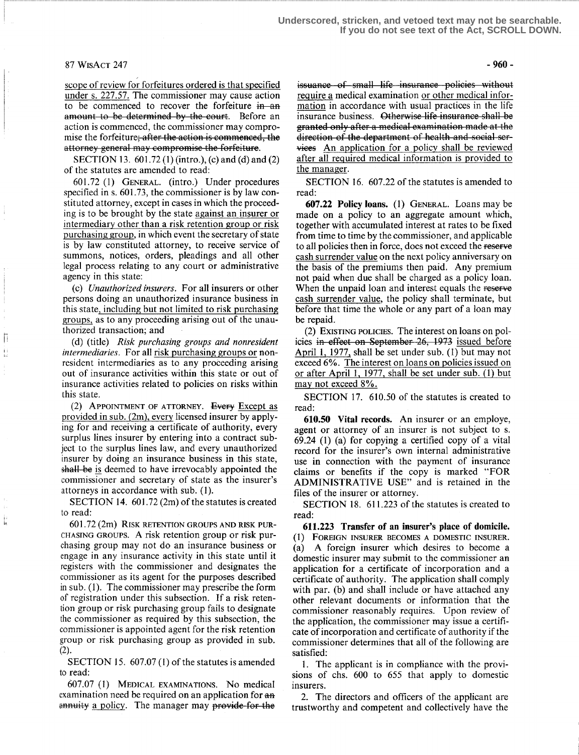scope of review for forfeitures ordered is that specified under s. 227.57. The commissioner may cause action to be commenced to recover the forfeiture ~~in an amount to be determined by the court~~. Before an action is commenced, the commissioner may compromise the forfeiture~~; after the action is commenced, the attorney general may compromise the forfeiture~~.

SECTION 13. 601.72 (1) (intro.), (c) and (d) and (2) of the statutes are amended to read:

601.72 (1) GENERAL. (intro.) Under procedures specified in s. 601.73, the commissioner is by law constituted attorney, except in cases in which the proceeding is to be brought by the state against an insurer or intermediary other than a risk retention group or risk purchasing group, in which event the secretary of state is by law constituted attorney, to receive service of summons, notices, orders, pleadings and all other legal process relating to any court or administrative agency in this state:

(c) *Unauthorized insurers.* For all insurers or other persons doing an unauthorized insurance business in this state, including but not limited to risk purchasing groups, as to any proceeding arising out of the unauthorized transaction; and

(d) (title) *Risk purchasing groups and nonresident intermediaries.* For all risk purchasing groups or nonresident intermediaries as to any proceeding arising out of insurance activities within this state or out of insurance activities related to policies on risks within this state.

(2) APPOINTMENT OF ATTORNEY. ~~Every~~ Except as provided in sub. (2m), every licensed insurer by applying for and receiving a certificate of authority, every surplus lines insurer by entering into a contract subject to the surplus lines law, and every unauthorized insurer by doing an insurance business in this state, ~~shall be~~ is deemed to have irrevocably appointed the commissioner and secretary of state as the insurer's attorneys in accordance with sub. (1).

SECTION 14. 601.72 (2m) of the statutes is created to read:

601.72 (2m) RISK RETENTION GROUPS AND RISK PURCHASING GROUPS. A risk retention group or risk purchasing group may not do an insurance business or engage in any insurance activity in this state until it registers with the commissioner and designates the commissioner as its agent for the purposes described in sub. (1). The commissioner may prescribe the form of registration under this subsection. If a risk retention group or risk purchasing group fails to designate the commissioner as required by this subsection, the commissioner is appointed agent for the risk retention group or risk purchasing group as provided in sub. (2).

SECTION 15. 607.07 (1) of the statutes is amended to read:

607.07 (1) MEDICAL EXAMINATIONS. No medical examination need be required on an application for ~~an annuity~~ a policy. The manager may ~~provide for the issuance of small life insurance policies without~~ require a medical examination or other medical information in accordance with usual practices in the life insurance business. ~~Otherwise life insurance shall be granted only after a medical examination made at the direction of the department of health and social services~~ An application for a policy shall be reviewed after all required medical information is provided to the manager.

SECTION 16. 607.22 of the statutes is amended to read:

**607.22 Policy loans.** (1) GENERAL. Loans may be made on a policy to an aggregate amount which, together with accumulated interest at rates to be fixed from time to time by the commissioner, and applicable to all policies then in force, does not exceed the ~~reserve~~ cash surrender value on the next policy anniversary on the basis of the premiums then paid. Any premium not paid when due shall be charged as a policy loan. When the unpaid loan and interest equals the ~~reserve~~ cash surrender value, the policy shall terminate, but before that time the whole or any part of a loan may be repaid.

(2) EXISTING POLICIES. The interest on loans on policies ~~in effect on September 26, 1973~~ issued before April 1, 1977, shall be set under sub. (1) but may not exceed 6%. The interest on loans on policies issued on or after April 1, 1977, shall be set under sub. (1) but may not exceed 8%.

SECTION 17. 610.50 of the statutes is created to read:

**610.50 Vital records.** An insurer or an employe, agent or attorney of an insurer is not subject to s. 69.24 (1) (a) for copying a certified copy of a vital record for the insurer's own internal administrative use in connection with the payment of insurance claims or benefits if the copy is marked "FOR ADMINISTRATIVE USE" and is retained in the files of the insurer or attorney.

SECTION 18. 611.223 of the statutes is created to read:

**611.223 Transfer of an insurer's place of domicile.** (1) FOREIGN INSURER BECOMES A DOMESTIC INSURER. (a) A foreign insurer which desires to become a domestic insurer may submit to the commissioner an application for a certificate of incorporation and a certificate of authority. The application shall comply with par. (b) and shall include or have attached any other relevant documents or information that the commissioner reasonably requires. Upon review of the application, the commissioner may issue a certificate of incorporation and certificate of authority if the commissioner determines that all of the following are satisfied:

1. The applicant is in compliance with the provisions of chs. 600 to 655 that apply to domestic insurers.

2. The directors and officers of the applicant are trustworthy and competent and collectively have the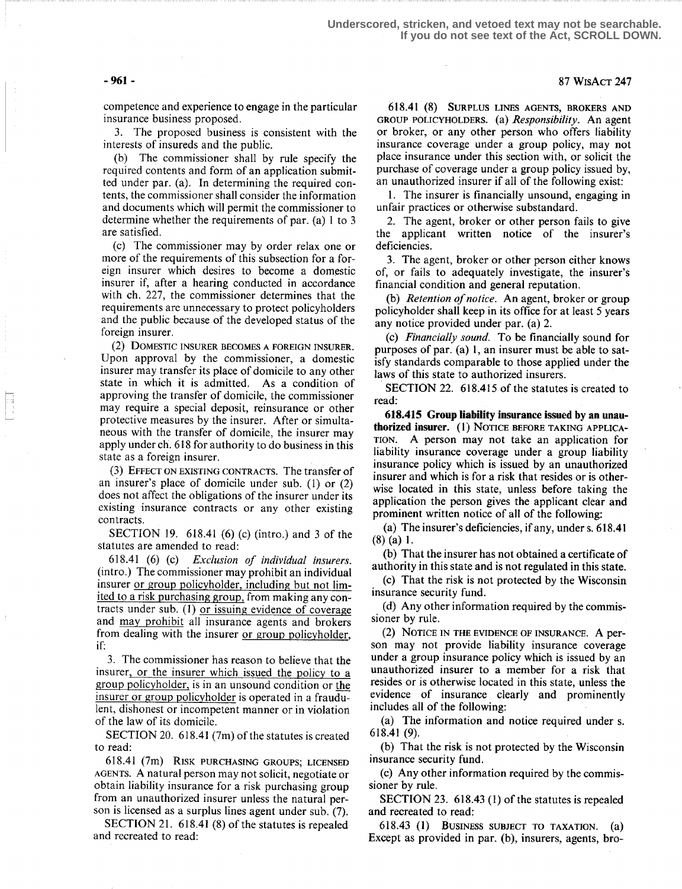competence and experience to engage in the particular insurance business proposed.

3. The proposed business is consistent with the interests of insureds and the public.

(b) The commissioner shall by rule specify the required contents and form of an application submitted under par. (a). In determining the required contents, the commissioner shall consider the information and documents which will permit the commissioner to determine whether the requirements of par. (a) 1 to 3 are satisfied.

(c) The commissioner may by order relax one or more of the requirements of this subsection for a foreign insurer which desires to become a domestic insurer if, after a hearing conducted in accordance with ch. 227, the commissioner determines that the requirements are unnecessary to protect policyholders and the public because of the developed status of the foreign insurer.

(2) DOMESTIC INSURER BECOMES A FOREIGN INSURER. Upon approval by the commissioner, a domestic insurer may transfer its place of domicile to any other state in which it is admitted. As a condition of approving the transfer of domicile, the commissioner may require a special deposit, reinsurance or other protective measures by the insurer. After or simultaneous with the transfer of domicile, the insurer may apply under ch. 618 for authority to do business in this state as a foreign insurer.

(3) EFFECT ON EXISTING CONTRACTS. The transfer of an insurer's place of domicile under sub. (1) or (2) does not affect the obligations of the insurer under its existing insurance contracts or any other existing contracts.

SECTION 19. 618.41 (6) (c) (intro.) and 3 of the statutes are amended to read:

618.41 (6) (c) *Exclusion of individual insurers.* (intro.) The commissioner may prohibit an individual insurer or group policyholder, including but not limited to a risk purchasing group, from making any contracts under sub. (1) or issuing evidence of coverage and may prohibit all insurance agents and brokers from dealing with the insurer or group policyholder, if:

3. The commissioner has reason to believe that the insurer, or the insurer which issued the policy to a group policyholder, is in an unsound condition or the insurer or group policyholder is operated in a fraudulent, dishonest or incompetent manner or in violation of the law of its domicile.

SECTION 20. 618.41 (7m) of the statutes is created to read:

618.41 (7m) RISK PURCHASING GROUPS; LICENSED AGENTS. A natural person may not solicit, negotiate or obtain liability insurance for a risk purchasing group from an unauthorized insurer unless the natural person is licensed as a surplus lines agent under sub. (7).

SECTION 21. 618.41 (8) of the statutes is repealed and recreated to read:

618.41 (8) SURPLUS LINES AGENTS, BROKERS AND GROUP POLICYHOLDERS. (a) *Responsibility.* An agent or broker, or any other person who offers liability insurance coverage under a group policy, may not place insurance under this section with, or solicit the purchase of coverage under a group policy issued by, an unauthorized insurer if all of the following exist:

1. The insurer is financially unsound, engaging in unfair practices or otherwise substandard.

2. The agent, broker or other person fails to give the applicant written notice of the insurer's deficiencies.

3. The agent, broker or other person either knows of, or fails to adequately investigate, the insurer's financial condition and general reputation.

(b) *Retention of notice.* An agent, broker or group policyholder shall keep in its office for at least 5 years any notice provided under par. (a) 2.

(c) *Financially sound.* To be financially sound for purposes of par. (a) 1, an insurer must be able to satisfy standards comparable to those applied under the laws of this state to authorized insurers.

SECTION 22. 618.415 of the statutes is created to read:

**618.415 Group liability insurance issued by an unauthorized insurer.** (1) NOTICE BEFORE TAKING APPLICATION. A person may not take an application for liability insurance coverage under a group liability insurance policy which is issued by an unauthorized insurer and which is for a risk that resides or is otherwise located in this state, unless before taking the application the person gives the applicant clear and prominent written notice of all of the following:

(a) The insurer's deficiencies, if any, under s. 618.41 (8) (a) 1.

(b) That the insurer has not obtained a certificate of authority in this state and is not regulated in this state.

(c) That the risk is not protected by the Wisconsin insurance security fund.

(d) Any other information required by the commissioner by rule.

(2) NOTICE IN THE EVIDENCE OF INSURANCE. A person may not provide liability insurance coverage under a group insurance policy which is issued by an unauthorized insurer to a member for a risk that resides or is otherwise located in this state, unless the evidence of insurance clearly and prominently includes all of the following:

(a) The information and notice required under s. 618.41 (9).

(b) That the risk is not protected by the Wisconsin insurance security fund.

(c) Any other information required by the commissioner by rule.

SECTION 23. 618.43 (1) of the statutes is repealed and recreated to read:

618.43 (1) BUSINESS SUBJECT TO TAXATION. (a) Except as provided in par. (b), insurers, agents, bro-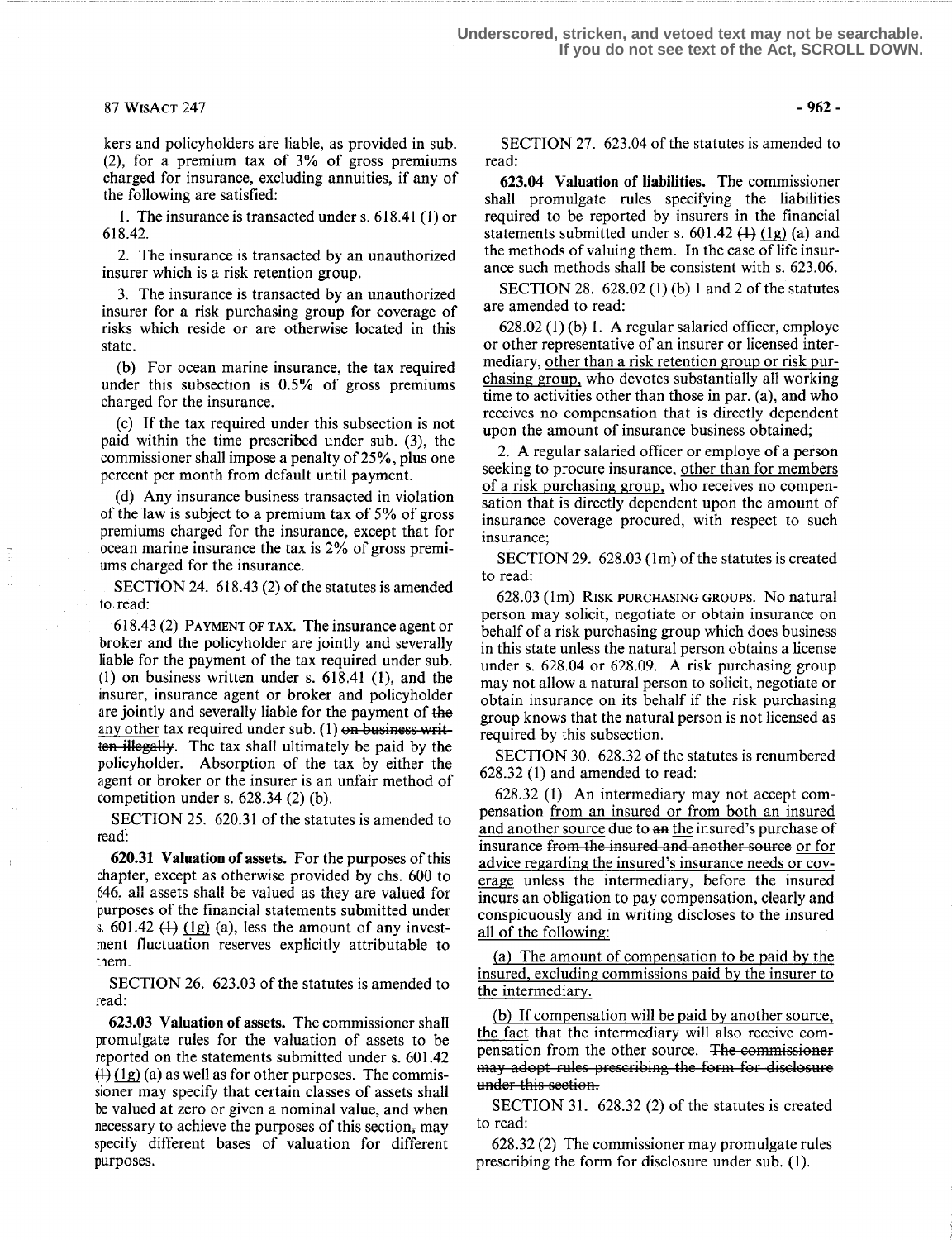kers and policyholders are liable, as provided in sub. (2), for a premium tax of 3% of gross premiums charged for insurance, excluding annuities, if any of the following are satisfied:

1. The insurance is transacted under s. 618.41 (1) or 618.42.

2. The insurance is transacted by an unauthorized insurer which is a risk retention group.

3. The insurance is transacted by an unauthorized insurer for a risk purchasing group for coverage of risks which reside or are otherwise located in this state.

(b) For ocean marine insurance, the tax required under this subsection is 0.5% of gross premiums charged for the insurance.

(c) If the tax required under this subsection is not paid within the time prescribed under sub. (3), the commissioner shall impose a penalty of 25%, plus one percent per month from default until payment.

(d) Any insurance business transacted in violation of the law is subject to a premium tax of 5% of gross premiums charged for the insurance, except that for ocean marine insurance the tax is 2% of gross premiums charged for the insurance.

SECTION 24. 618.43 (2) of the statutes is amended to read:

618.43 (2) PAYMENT OF TAX. The insurance agent or broker and the policyholder are jointly and severally liable for the payment of the tax required under sub. (1) on business written under s. 618.41 (1), and the insurer, insurance agent or broker and policyholder are jointly and severally liable for the payment of ~~the~~ any other tax required under sub. (1) ~~on business written illegally~~. The tax shall ultimately be paid by the policyholder. Absorption of the tax by either the agent or broker or the insurer is an unfair method of competition under s. 628.34 (2) (b).

SECTION 25. 620.31 of the statutes is amended to read:

**620.31 Valuation of assets.** For the purposes of this chapter, except as otherwise provided by chs. 600 to 646, all assets shall be valued as they are valued for purposes of the financial statements submitted under s. 601.42 ~~(1)~~ (1g) (a), less the amount of any investment fluctuation reserves explicitly attributable to them.

SECTION 26. 623.03 of the statutes is amended to read:

**623.03 Valuation of assets.** The commissioner shall promulgate rules for the valuation of assets to be reported on the statements submitted under s. 601.42 ~~(1)~~ (1g) (a) as well as for other purposes. The commissioner may specify that certain classes of assets shall be valued at zero or given a nominal value, and when necessary to achieve the purposes of this section~~,~~ may specify different bases of valuation for different purposes.

SECTION 27. 623.04 of the statutes is amended to read:

**623.04 Valuation of liabilities.** The commissioner shall promulgate rules specifying the liabilities required to be reported by insurers in the financial statements submitted under s. 601.42 ~~(1)~~ (1g) (a) and the methods of valuing them. In the case of life insurance such methods shall be consistent with s. 623.06.

SECTION 28. 628.02 (1) (b) 1 and 2 of the statutes are amended to read:

628.02 (1) (b) 1. A regular salaried officer, employe or other representative of an insurer or licensed intermediary, other than a risk retention group or risk purchasing group, who devotes substantially all working time to activities other than those in par. (a), and who receives no compensation that is directly dependent upon the amount of insurance business obtained;

2. A regular salaried officer or employe of a person seeking to procure insurance, other than for members of a risk purchasing group, who receives no compensation that is directly dependent upon the amount of insurance coverage procured, with respect to such insurance;

SECTION 29. 628.03 (1m) of the statutes is created to read:

628.03 (1m) RISK PURCHASING GROUPS. No natural person may solicit, negotiate or obtain insurance on behalf of a risk purchasing group which does business in this state unless the natural person obtains a license under s. 628.04 or 628.09. A risk purchasing group may not allow a natural person to solicit, negotiate or obtain insurance on its behalf if the risk purchasing group knows that the natural person is not licensed as required by this subsection.

SECTION 30. 628.32 of the statutes is renumbered 628.32 (1) and amended to read:

628.32 (1) An intermediary may not accept compensation from an insured or from both an insured and another source due to ~~an~~ the insured's purchase of insurance ~~from the insured and another source~~ or for advice regarding the insured's insurance needs or coverage unless the intermediary, before the insured incurs an obligation to pay compensation, clearly and conspicuously and in writing discloses to the insured all of the following:

(a) The amount of compensation to be paid by the insured, excluding commissions paid by the insurer to the intermediary.

(b) If compensation will be paid by another source, the fact that the intermediary will also receive compensation from the other source. ~~The commissioner may adopt rules prescribing the form for disclosure under this section.~~

SECTION 31. 628.32 (2) of the statutes is created to read:

628.32 (2) The commissioner may promulgate rules prescribing the form for disclosure under sub. (1).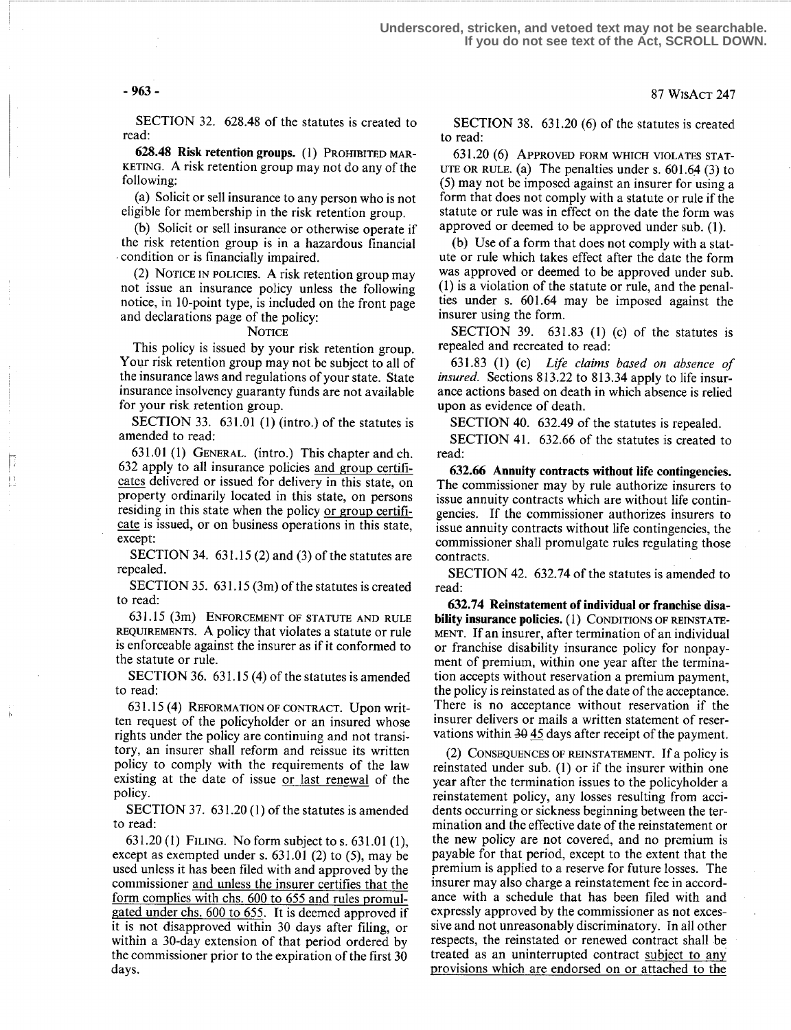SECTION 32. 628.48 of the statutes is created to read:

**628.48 Risk retention groups.** (1) PROHIBITED MARKETING. A risk retention group may not do any of the following:

(a) Solicit or sell insurance to any person who is not eligible for membership in the risk retention group.

(b) Solicit or sell insurance or otherwise operate if the risk retention group is in a hazardous financial condition or is financially impaired.

(2) NOTICE IN POLICIES. A risk retention group may not issue an insurance policy unless the following notice, in 10-point type, is included on the front page and declarations page of the policy:

NOTICE

This policy is issued by your risk retention group. Your risk retention group may not be subject to all of the insurance laws and regulations of your state. State insurance insolvency guaranty funds are not available for your risk retention group.

SECTION 33. 631.01 (1) (intro.) of the statutes is amended to read:

631.01 (1) GENERAL. (intro.) This chapter and ch. 632 apply to all insurance policies and group certificates delivered or issued for delivery in this state, on property ordinarily located in this state, on persons residing in this state when the policy or group certificate is issued, or on business operations in this state, except:

SECTION 34. 631.15 (2) and (3) of the statutes are repealed.

SECTION 35. 631.15 (3m) of the statutes is created to read:

631.15 (3m) ENFORCEMENT OF STATUTE AND RULE REQUIREMENTS. A policy that violates a statute or rule is enforceable against the insurer as if it conformed to the statute or rule.

SECTION 36. 631.15 (4) of the statutes is amended to read:

631.15 (4) REFORMATION OF CONTRACT. Upon written request of the policyholder or an insured whose rights under the policy are continuing and not transitory, an insurer shall reform and reissue its written policy to comply with the requirements of the law existing at the date of issue or last renewal of the policy.

SECTION 37. 631.20 (1) of the statutes is amended to read:

631.20 (1) FILING. No form subject to s. 631.01 (1), except as exempted under s. 631.01 (2) to (5), may be used unless it has been filed with and approved by the commissioner and unless the insurer certifies that the form complies with chs. 600 to 655 and rules promulgated under chs. 600 to 655. It is deemed approved if it is not disapproved within 30 days after filing, or within a 30-day extension of that period ordered by the commissioner prior to the expiration of the first 30 days.

SECTION 38. 631.20 (6) of the statutes is created to read:

631.20 (6) APPROVED FORM WHICH VIOLATES STATUTE OR RULE. (a) The penalties under s. 601.64 (3) to (5) may not be imposed against an insurer for using a form that does not comply with a statute or rule if the statute or rule was in effect on the date the form was approved or deemed to be approved under sub. (1).

(b) Use of a form that does not comply with a statute or rule which takes effect after the date the form was approved or deemed to be approved under sub. (1) is a violation of the statute or rule, and the penalties under s. 601.64 may be imposed against the insurer using the form.

SECTION 39. 631.83 (1) (c) of the statutes is repealed and recreated to read:

631.83 (1) (c) *Life claims based on absence of insured.* Sections 813.22 to 813.34 apply to life insurance actions based on death in which absence is relied upon as evidence of death.

SECTION 40. 632.49 of the statutes is repealed.

SECTION 41. 632.66 of the statutes is created to read:

**632.66 Annuity contracts without life contingencies.** The commissioner may by rule authorize insurers to issue annuity contracts which are without life contingencies. If the commissioner authorizes insurers to issue annuity contracts without life contingencies, the commissioner shall promulgate rules regulating those contracts.

SECTION 42. 632.74 of the statutes is amended to read:

**632.74 Reinstatement of individual or franchise disability insurance policies.** (1) CONDITIONS OF REINSTATEMENT. If an insurer, after termination of an individual or franchise disability insurance policy for nonpayment of premium, within one year after the termination accepts without reservation a premium payment, the policy is reinstated as of the date of the acceptance. There is no acceptance without reservation if the insurer delivers or mails a written statement of reservations within ~~30~~ 45 days after receipt of the payment.

(2) CONSEQUENCES OF REINSTATEMENT. If a policy is reinstated under sub. (1) or if the insurer within one year after the termination issues to the policyholder a reinstatement policy, any losses resulting from accidents occurring or sickness beginning between the termination and the effective date of the reinstatement or the new policy are not covered, and no premium is payable for that period, except to the extent that the premium is applied to a reserve for future losses. The insurer may also charge a reinstatement fee in accordance with a schedule that has been filed with and expressly approved by the commissioner as not excessive and not unreasonably discriminatory. In all other respects, the reinstated or renewed contract shall be treated as an uninterrupted contract subject to any provisions which are endorsed on or attached to the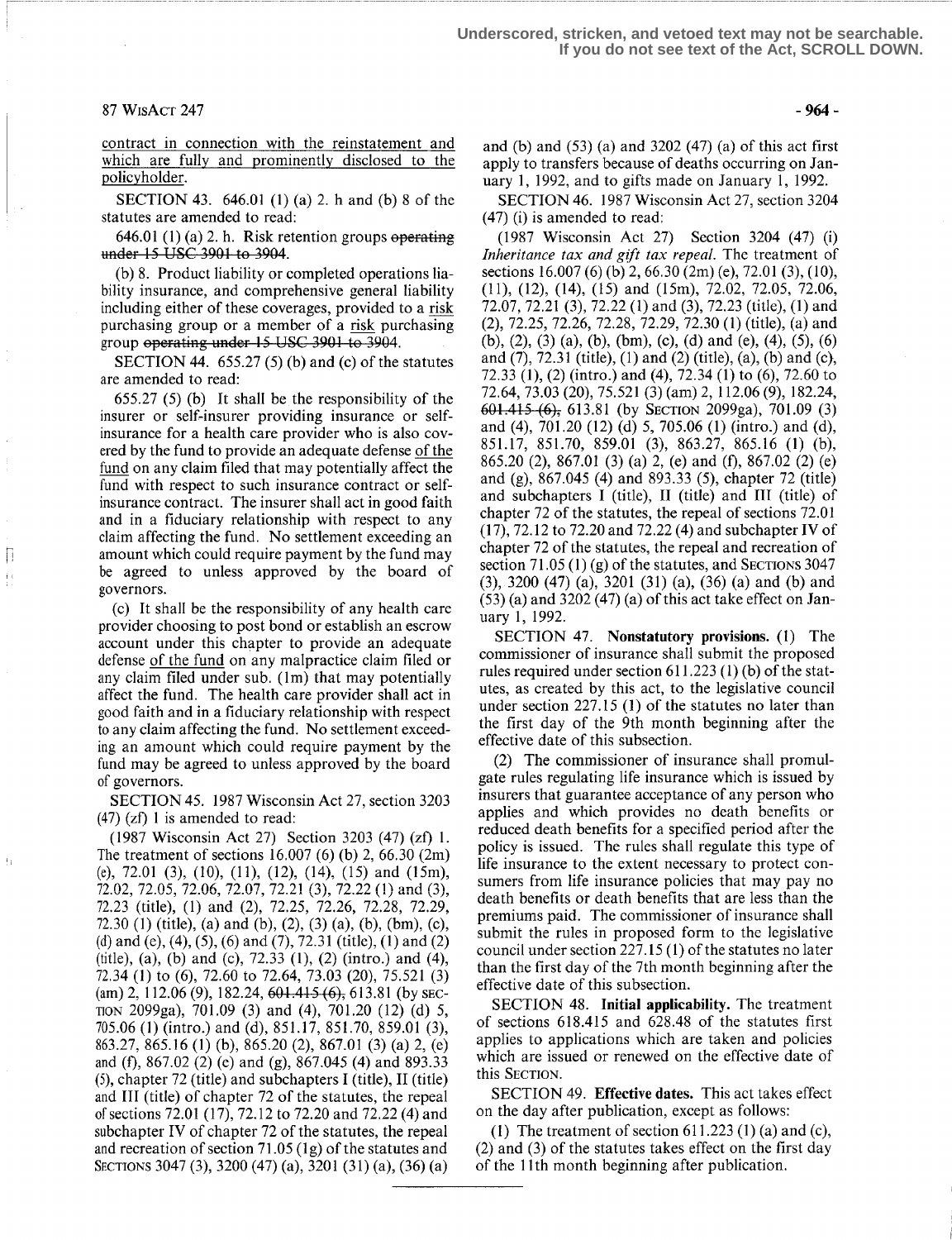contract in connection with the reinstatement and which are fully and prominently disclosed to the policyholder.

SECTION 43. 646.01 (1) (a) 2. h and (b) 8 of the statutes are amended to read:

646.01 (1) (a) 2. h. Risk retention groups ~~operating under 15 USC 3901 to 3904~~.

(b) 8. Product liability or completed operations liability insurance, and comprehensive general liability including either of these coverages, provided to a risk purchasing group or a member of a risk purchasing group ~~operating under 15 USC 3901 to 3904~~.

SECTION 44. 655.27 (5) (b) and (c) of the statutes are amended to read:

655.27 (5) (b) It shall be the responsibility of the insurer or self-insurer providing insurance or self-insurance for a health care provider who is also covered by the fund to provide an adequate defense of the fund on any claim filed that may potentially affect the fund with respect to such insurance contract or self-insurance contract. The insurer shall act in good faith and in a fiduciary relationship with respect to any claim affecting the fund. No settlement exceeding an amount which could require payment by the fund may be agreed to unless approved by the board of governors.

(c) It shall be the responsibility of any health care provider choosing to post bond or establish an escrow account under this chapter to provide an adequate defense of the fund on any malpractice claim filed or any claim filed under sub. (1m) that may potentially affect the fund. The health care provider shall act in good faith and in a fiduciary relationship with respect to any claim affecting the fund. No settlement exceeding an amount which could require payment by the fund may be agreed to unless approved by the board of governors.

SECTION 45. 1987 Wisconsin Act 27, section 3203 (47) (zf) 1 is amended to read:

(1987 Wisconsin Act 27) Section 3203 (47) (zf) 1. The treatment of sections 16.007 (6) (b) 2, 66.30 (2m) (e), 72.01 (3), (10), (11), (12), (14), (15) and (15m), 72.02, 72.05, 72.06, 72.07, 72.21 (3), 72.22 (1) and (3), 72.23 (title), (1) and (2), 72.25, 72.26, 72.28, 72.29, 72.30 (1) (title), (a) and (b), (2), (3) (a), (b), (bm), (c), (d) and (e), (4), (5), (6) and (7), 72.31 (title), (1) and (2) (title), (a), (b) and (c), 72.33 (1), (2) (intro.) and (4), 72.34 (1) to (6), 72.60 to 72.64, 73.03 (20), 75.521 (3) (am) 2, 112.06 (9), 182.24, ~~601.415 (6),~~ 613.81 (by SECTION 2099ga), 701.09 (3) and (4), 701.20 (12) (d) 5, 705.06 (1) (intro.) and (d), 851.17, 851.70, 859.01 (3), 863.27, 865.16 (1) (b), 865.20 (2), 867.01 (3) (a) 2, (e) and (f), 867.02 (2) (e) and (g), 867.045 (4) and 893.33 (5), chapter 72 (title) and subchapters I (title), II (title) and III (title) of chapter 72 of the statutes, the repeal of sections 72.01 (17), 72.12 to 72.20 and 72.22 (4) and subchapter IV of chapter 72 of the statutes, the repeal and recreation of section 71.05 (1g) of the statutes and SECTIONS 3047 (3), 3200 (47) (a), 3201 (31) (a), (36) (a) and (b) and (53) (a) and 3202 (47) (a) of this act first apply to transfers because of deaths occurring on January 1, 1992, and to gifts made on January 1, 1992.

SECTION 46. 1987 Wisconsin Act 27, section 3204 (47) (i) is amended to read:

(1987 Wisconsin Act 27) Section 3204 (47) (i) *Inheritance tax and gift tax repeal.* The treatment of sections 16.007 (6) (b) 2, 66.30 (2m) (e), 72.01 (3), (10), (11), (12), (14), (15) and (15m), 72.02, 72.05, 72.06, 72.07, 72.21 (3), 72.22 (1) and (3), 72.23 (title), (1) and (2), 72.25, 72.26, 72.28, 72.29, 72.30 (1) (title), (a) and (b), (2), (3) (a), (b), (bm), (c), (d) and (e), (4), (5), (6) and (7), 72.31 (title), (1) and (2) (title), (a), (b) and (c), 72.33 (1), (2) (intro.) and (4), 72.34 (1) to (6), 72.60 to 72.64, 73.03 (20), 75.521 (3) (am) 2, 112.06 (9), 182.24, ~~601.415 (6),~~ 613.81 (by SECTION 2099ga), 701.09 (3) and (4), 701.20 (12) (d) 5, 705.06 (1) (intro.) and (d), 851.17, 851.70, 859.01 (3), 863.27, 865.16 (1) (b), 865.20 (2), 867.01 (3) (a) 2, (e) and (f), 867.02 (2) (e) and (g), 867.045 (4) and 893.33 (5), chapter 72 (title) and subchapters I (title), II (title) and III (title) of chapter 72 of the statutes, the repeal of sections 72.01 (17), 72.12 to 72.20 and 72.22 (4) and subchapter IV of chapter 72 of the statutes, the repeal and recreation of section 71.05 (1) (g) of the statutes, and SECTIONS 3047 (3), 3200 (47) (a), 3201 (31) (a), (36) (a) and (b) and (53) (a) and 3202 (47) (a) of this act take effect on January 1, 1992.

SECTION 47. **Nonstatutory provisions.** (1) The commissioner of insurance shall submit the proposed rules required under section 611.223 (1) (b) of the statutes, as created by this act, to the legislative council under section 227.15 (1) of the statutes no later than the first day of the 9th month beginning after the effective date of this subsection.

(2) The commissioner of insurance shall promulgate rules regulating life insurance which is issued by insurers that guarantee acceptance of any person who applies and which provides no death benefits or reduced death benefits for a specified period after the policy is issued. The rules shall regulate this type of life insurance to the extent necessary to protect consumers from life insurance policies that may pay no death benefits or death benefits that are less than the premiums paid. The commissioner of insurance shall submit the rules in proposed form to the legislative council under section 227.15 (1) of the statutes no later than the first day of the 7th month beginning after the effective date of this subsection.

SECTION 48. **Initial applicability.** The treatment of sections 618.415 and 628.48 of the statutes first applies to applications which are taken and policies which are issued or renewed on the effective date of this SECTION.

SECTION 49. **Effective dates.** This act takes effect on the day after publication, except as follows:

(1) The treatment of section 611.223 (1) (a) and (c), (2) and (3) of the statutes takes effect on the first day of the 11th month beginning after publication.